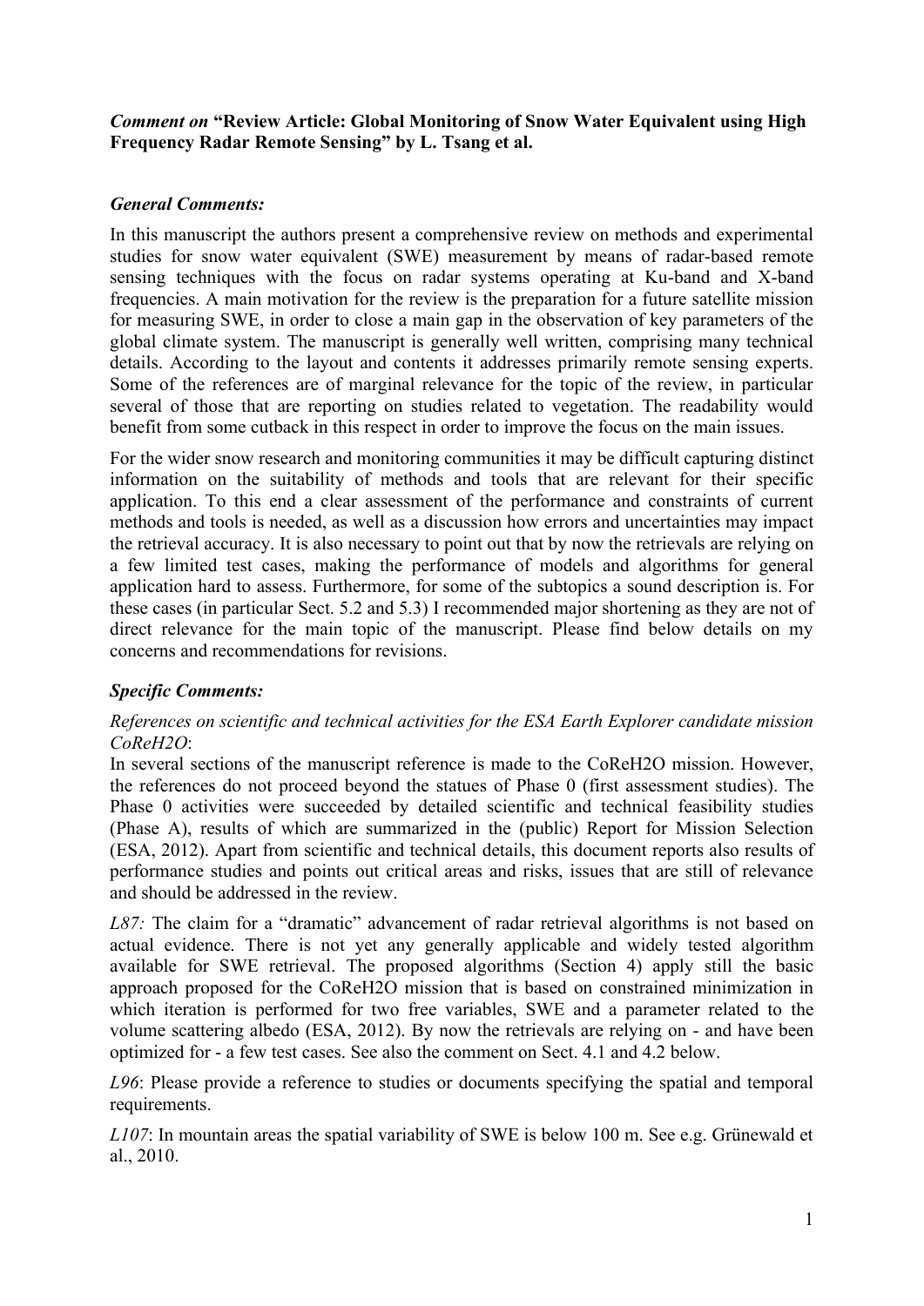***Comment on* "Review Article: Global Monitoring of Snow Water Equivalent using High Frequency Radar Remote Sensing" by L. Tsang et al.**

## *General Comments:*

In this manuscript the authors present a comprehensive review on methods and experimental studies for snow water equivalent (SWE) measurement by means of radar-based remote sensing techniques with the focus on radar systems operating at Ku-band and X-band frequencies. A main motivation for the review is the preparation for a future satellite mission for measuring SWE, in order to close a main gap in the observation of key parameters of the global climate system. The manuscript is generally well written, comprising many technical details. According to the layout and contents it addresses primarily remote sensing experts. Some of the references are of marginal relevance for the topic of the review, in particular several of those that are reporting on studies related to vegetation. The readability would benefit from some cutback in this respect in order to improve the focus on the main issues.

For the wider snow research and monitoring communities it may be difficult capturing distinct information on the suitability of methods and tools that are relevant for their specific application. To this end a clear assessment of the performance and constraints of current methods and tools is needed, as well as a discussion how errors and uncertainties may impact the retrieval accuracy. It is also necessary to point out that by now the retrievals are relying on a few limited test cases, making the performance of models and algorithms for general application hard to assess. Furthermore, for some of the subtopics a sound description is. For these cases (in particular Sect. 5.2 and 5.3) I recommended major shortening as they are not of direct relevance for the main topic of the manuscript. Please find below details on my concerns and recommendations for revisions.

## *Specific Comments:*

*References on scientific and technical activities for the ESA Earth Explorer candidate mission CoReH2O*:

In several sections of the manuscript reference is made to the CoReH2O mission. However, the references do not proceed beyond the statues of Phase 0 (first assessment studies). The Phase 0 activities were succeeded by detailed scientific and technical feasibility studies (Phase A), results of which are summarized in the (public) Report for Mission Selection (ESA, 2012). Apart from scientific and technical details, this document reports also results of performance studies and points out critical areas and risks, issues that are still of relevance and should be addressed in the review.

*L87:* The claim for a "dramatic" advancement of radar retrieval algorithms is not based on actual evidence. There is not yet any generally applicable and widely tested algorithm available for SWE retrieval. The proposed algorithms (Section 4) apply still the basic approach proposed for the CoReH2O mission that is based on constrained minimization in which iteration is performed for two free variables, SWE and a parameter related to the volume scattering albedo (ESA, 2012). By now the retrievals are relying on - and have been optimized for - a few test cases. See also the comment on Sect. 4.1 and 4.2 below.

*L96*: Please provide a reference to studies or documents specifying the spatial and temporal requirements.

*L107*: In mountain areas the spatial variability of SWE is below 100 m. See e.g. Grünewald et al., 2010.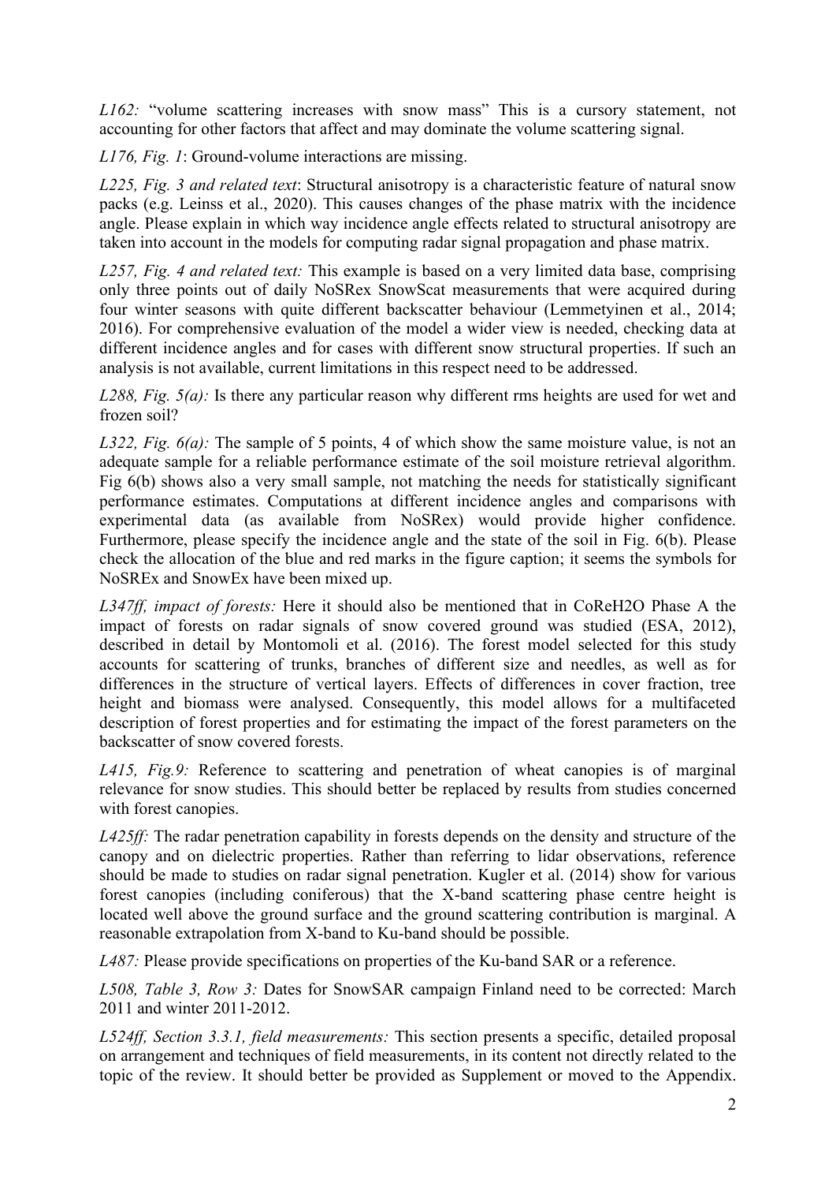*L162:* "volume scattering increases with snow mass" This is a cursory statement, not accounting for other factors that affect and may dominate the volume scattering signal.

*L176, Fig. 1*: Ground-volume interactions are missing.

*L225, Fig. 3 and related text*: Structural anisotropy is a characteristic feature of natural snow packs (e.g. Leinss et al., 2020). This causes changes of the phase matrix with the incidence angle. Please explain in which way incidence angle effects related to structural anisotropy are taken into account in the models for computing radar signal propagation and phase matrix.

*L257, Fig. 4 and related text:* This example is based on a very limited data base, comprising only three points out of daily NoSRex SnowScat measurements that were acquired during four winter seasons with quite different backscatter behaviour (Lemmetyinen et al., 2014; 2016). For comprehensive evaluation of the model a wider view is needed, checking data at different incidence angles and for cases with different snow structural properties. If such an analysis is not available, current limitations in this respect need to be addressed.

*L288, Fig. 5(a):* Is there any particular reason why different rms heights are used for wet and frozen soil?

*L322, Fig. 6(a):* The sample of 5 points, 4 of which show the same moisture value, is not an adequate sample for a reliable performance estimate of the soil moisture retrieval algorithm. Fig 6(b) shows also a very small sample, not matching the needs for statistically significant performance estimates. Computations at different incidence angles and comparisons with experimental data (as available from NoSRex) would provide higher confidence. Furthermore, please specify the incidence angle and the state of the soil in Fig. 6(b). Please check the allocation of the blue and red marks in the figure caption; it seems the symbols for NoSREx and SnowEx have been mixed up.

*L347ff, impact of forests:* Here it should also be mentioned that in CoReH2O Phase A the impact of forests on radar signals of snow covered ground was studied (ESA, 2012), described in detail by Montomoli et al. (2016). The forest model selected for this study accounts for scattering of trunks, branches of different size and needles, as well as for differences in the structure of vertical layers. Effects of differences in cover fraction, tree height and biomass were analysed. Consequently, this model allows for a multifaceted description of forest properties and for estimating the impact of the forest parameters on the backscatter of snow covered forests.

*L415, Fig.9:* Reference to scattering and penetration of wheat canopies is of marginal relevance for snow studies. This should better be replaced by results from studies concerned with forest canopies.

*L425ff:* The radar penetration capability in forests depends on the density and structure of the canopy and on dielectric properties. Rather than referring to lidar observations, reference should be made to studies on radar signal penetration. Kugler et al. (2014) show for various forest canopies (including coniferous) that the X-band scattering phase centre height is located well above the ground surface and the ground scattering contribution is marginal. A reasonable extrapolation from X-band to Ku-band should be possible.

*L487:* Please provide specifications on properties of the Ku-band SAR or a reference.

*L508, Table 3, Row 3:* Dates for SnowSAR campaign Finland need to be corrected: March 2011 and winter 2011-2012.

*L524ff, Section 3.3.1, field measurements:* This section presents a specific, detailed proposal on arrangement and techniques of field measurements, in its content not directly related to the topic of the review. It should better be provided as Supplement or moved to the Appendix.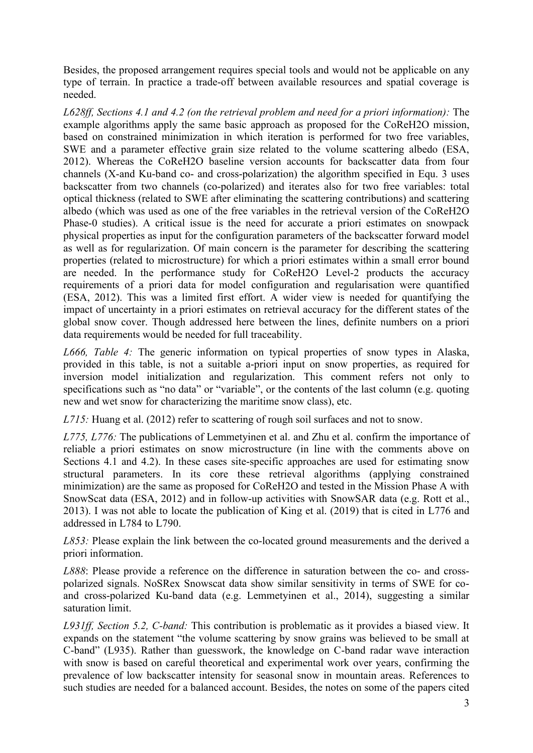Besides, the proposed arrangement requires special tools and would not be applicable on any type of terrain. In practice a trade-off between available resources and spatial coverage is needed.

*L628ff, Sections 4.1 and 4.2 (on the retrieval problem and need for a priori information):* The example algorithms apply the same basic approach as proposed for the CoReH2O mission, based on constrained minimization in which iteration is performed for two free variables, SWE and a parameter effective grain size related to the volume scattering albedo (ESA, 2012). Whereas the CoReH2O baseline version accounts for backscatter data from four channels (X-and Ku-band co- and cross-polarization) the algorithm specified in Equ. 3 uses backscatter from two channels (co-polarized) and iterates also for two free variables: total optical thickness (related to SWE after eliminating the scattering contributions) and scattering albedo (which was used as one of the free variables in the retrieval version of the CoReH2O Phase-0 studies). A critical issue is the need for accurate a priori estimates on snowpack physical properties as input for the configuration parameters of the backscatter forward model as well as for regularization. Of main concern is the parameter for describing the scattering properties (related to microstructure) for which a priori estimates within a small error bound are needed. In the performance study for CoReH2O Level-2 products the accuracy requirements of a priori data for model configuration and regularisation were quantified (ESA, 2012). This was a limited first effort. A wider view is needed for quantifying the impact of uncertainty in a priori estimates on retrieval accuracy for the different states of the global snow cover. Though addressed here between the lines, definite numbers on a priori data requirements would be needed for full traceability.

*L666, Table 4:* The generic information on typical properties of snow types in Alaska, provided in this table, is not a suitable a-priori input on snow properties, as required for inversion model initialization and regularization. This comment refers not only to specifications such as "no data" or "variable", or the contents of the last column (e.g. quoting new and wet snow for characterizing the maritime snow class), etc.

*L715:* Huang et al. (2012) refer to scattering of rough soil surfaces and not to snow.

*L775, L776:* The publications of Lemmetyinen et al. and Zhu et al. confirm the importance of reliable a priori estimates on snow microstructure (in line with the comments above on Sections 4.1 and 4.2). In these cases site-specific approaches are used for estimating snow structural parameters. In its core these retrieval algorithms (applying constrained minimization) are the same as proposed for CoReH2O and tested in the Mission Phase A with SnowScat data (ESA, 2012) and in follow-up activities with SnowSAR data (e.g. Rott et al., 2013). I was not able to locate the publication of King et al. (2019) that is cited in L776 and addressed in L784 to L790.

*L853:* Please explain the link between the co-located ground measurements and the derived a priori information.

*L888*: Please provide a reference on the difference in saturation between the co- and cross-polarized signals. NoSRex Snowscat data show similar sensitivity in terms of SWE for co- and cross-polarized Ku-band data (e.g. Lemmetyinen et al., 2014), suggesting a similar saturation limit.

*L931ff, Section 5.2, C-band:* This contribution is problematic as it provides a biased view. It expands on the statement "the volume scattering by snow grains was believed to be small at C-band" (L935). Rather than guesswork, the knowledge on C-band radar wave interaction with snow is based on careful theoretical and experimental work over years, confirming the prevalence of low backscatter intensity for seasonal snow in mountain areas. References to such studies are needed for a balanced account. Besides, the notes on some of the papers cited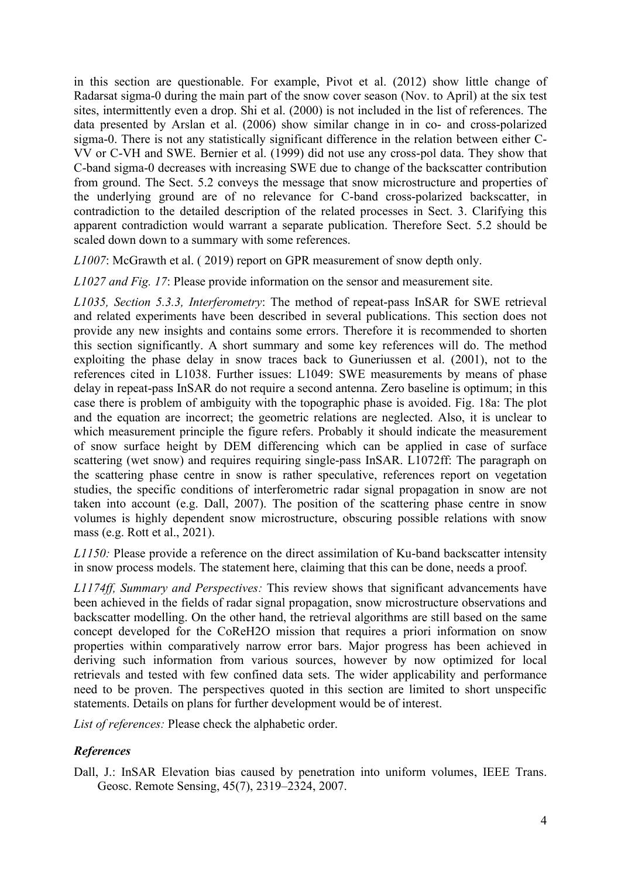in this section are questionable. For example, Pivot et al. (2012) show little change of Radarsat sigma-0 during the main part of the snow cover season (Nov. to April) at the six test sites, intermittently even a drop. Shi et al. (2000) is not included in the list of references. The data presented by Arslan et al. (2006) show similar change in in co- and cross-polarized sigma-0. There is not any statistically significant difference in the relation between either C-VV or C-VH and SWE. Bernier et al. (1999) did not use any cross-pol data. They show that C-band sigma-0 decreases with increasing SWE due to change of the backscatter contribution from ground. The Sect. 5.2 conveys the message that snow microstructure and properties of the underlying ground are of no relevance for C-band cross-polarized backscatter, in contradiction to the detailed description of the related processes in Sect. 3. Clarifying this apparent contradiction would warrant a separate publication. Therefore Sect. 5.2 should be scaled down down to a summary with some references.

*L1007*: McGrawth et al. ( 2019) report on GPR measurement of snow depth only.

*L1027 and Fig. 17*: Please provide information on the sensor and measurement site.

*L1035, Section 5.3.3, Interferometry*: The method of repeat-pass InSAR for SWE retrieval and related experiments have been described in several publications. This section does not provide any new insights and contains some errors. Therefore it is recommended to shorten this section significantly. A short summary and some key references will do. The method exploiting the phase delay in snow traces back to Guneriussen et al. (2001), not to the references cited in L1038. Further issues: L1049: SWE measurements by means of phase delay in repeat-pass InSAR do not require a second antenna. Zero baseline is optimum; in this case there is problem of ambiguity with the topographic phase is avoided. Fig. 18a: The plot and the equation are incorrect; the geometric relations are neglected. Also, it is unclear to which measurement principle the figure refers. Probably it should indicate the measurement of snow surface height by DEM differencing which can be applied in case of surface scattering (wet snow) and requires requiring single-pass InSAR. L1072ff: The paragraph on the scattering phase centre in snow is rather speculative, references report on vegetation studies, the specific conditions of interferometric radar signal propagation in snow are not taken into account (e.g. Dall, 2007). The position of the scattering phase centre in snow volumes is highly dependent snow microstructure, obscuring possible relations with snow mass (e.g. Rott et al., 2021).

*L1150:* Please provide a reference on the direct assimilation of Ku-band backscatter intensity in snow process models. The statement here, claiming that this can be done, needs a proof.

*L1174ff, Summary and Perspectives:* This review shows that significant advancements have been achieved in the fields of radar signal propagation, snow microstructure observations and backscatter modelling. On the other hand, the retrieval algorithms are still based on the same concept developed for the CoReH2O mission that requires a priori information on snow properties within comparatively narrow error bars. Major progress has been achieved in deriving such information from various sources, however by now optimized for local retrievals and tested with few confined data sets. The wider applicability and performance need to be proven. The perspectives quoted in this section are limited to short unspecific statements. Details on plans for further development would be of interest.

*List of references:* Please check the alphabetic order.

### *References*

Dall, J.: InSAR Elevation bias caused by penetration into uniform volumes, IEEE Trans. Geosc. Remote Sensing, 45(7), 2319–2324, 2007.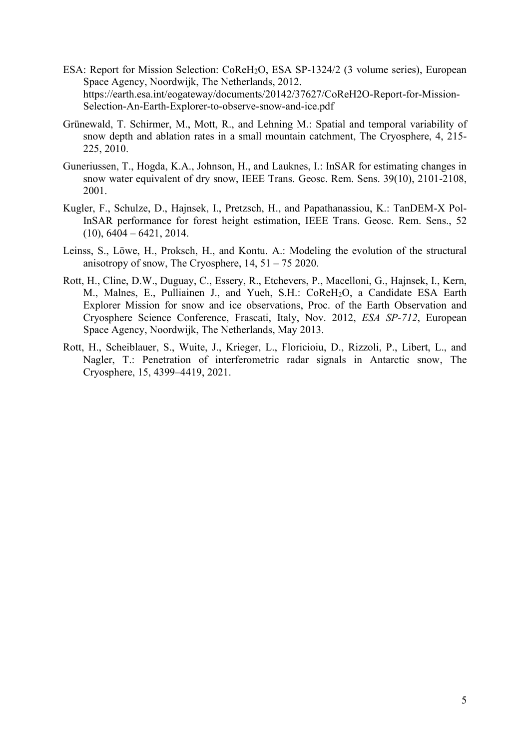ESA: Report for Mission Selection: CoReH$_2$O, ESA SP-1324/2 (3 volume series), European Space Agency, Noordwijk, The Netherlands, 2012. https://earth.esa.int/eogateway/documents/20142/37627/CoReH2O-Report-for-Mission-Selection-An-Earth-Explorer-to-observe-snow-and-ice.pdf

Grünewald, T. Schirmer, M., Mott, R., and Lehning M.: Spatial and temporal variability of snow depth and ablation rates in a small mountain catchment, The Cryosphere, 4, 215-225, 2010.

Guneriussen, T., Hogda, K.A., Johnson, H., and Lauknes, I.: InSAR for estimating changes in snow water equivalent of dry snow, IEEE Trans. Geosc. Rem. Sens. 39(10), 2101-2108, 2001.

Kugler, F., Schulze, D., Hajnsek, I., Pretzsch, H., and Papathanassiou, K.: TanDEM-X Pol-InSAR performance for forest height estimation, IEEE Trans. Geosc. Rem. Sens., 52 (10), 6404 – 6421, 2014.

Leinss, S., Löwe, H., Proksch, H., and Kontu. A.: Modeling the evolution of the structural anisotropy of snow, The Cryosphere, 14, 51 – 75 2020.

Rott, H., Cline, D.W., Duguay, C., Essery, R., Etchevers, P., Macelloni, G., Hajnsek, I., Kern, M., Malnes, E., Pulliainen J., and Yueh, S.H.: CoReH$_2$O, a Candidate ESA Earth Explorer Mission for snow and ice observations, Proc. of the Earth Observation and Cryosphere Science Conference, Frascati, Italy, Nov. 2012, *ESA SP-712*, European Space Agency, Noordwijk, The Netherlands, May 2013.

Rott, H., Scheiblauer, S., Wuite, J., Krieger, L., Floricioiu, D., Rizzoli, P., Libert, L., and Nagler, T.: Penetration of interferometric radar signals in Antarctic snow, The Cryosphere, 15, 4399–4419, 2021.